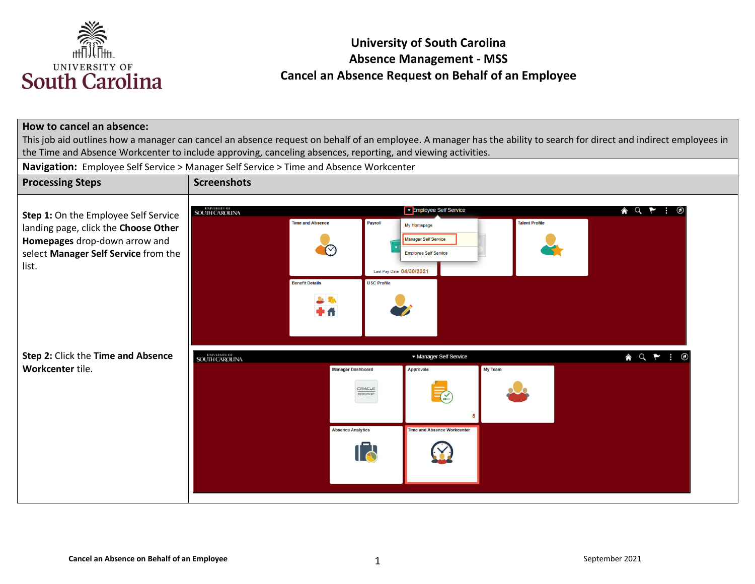# University of South Carolina
## Absence Management - MSS
## Cancel an Absence Request on Behalf of an Employee

**How to cancel an absence:**
This job aid outlines how a manager can cancel an absence request on behalf of an employee. A manager has the ability to search for direct and indirect employees in the Time and Absence Workcenter to include approving, canceling absences, reporting, and viewing activities.

**Navigation:** Employee Self Service > Manager Self Service > Time and Absence Workcenter

| Processing Steps | Screenshots |
| --- | --- |
| **Step 1:** On the Employee Self Service landing page, click the **Choose Other Homepages** drop-down arrow and select **Manager Self Service** from the list. | |
| **Step 2:** Click the **Time and Absence Workcenter** tile. | |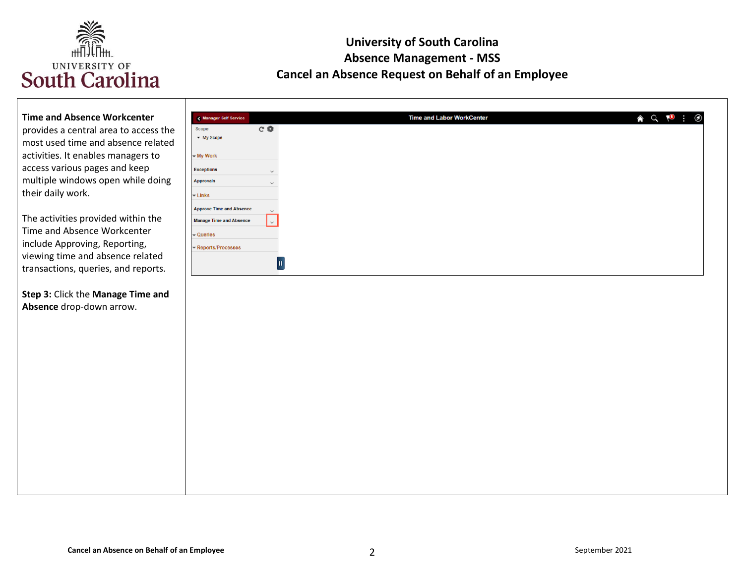**Time and Absence Workcenter** provides a central area to access the most used time and absence related activities. It enables managers to access various pages and keep multiple windows open while doing their daily work.

The activities provided within the Time and Absence Workcenter include Approving, Reporting, viewing time and absence related transactions, queries, and reports.

**Step 3:** Click the **Manage Time and Absence** drop-down arrow.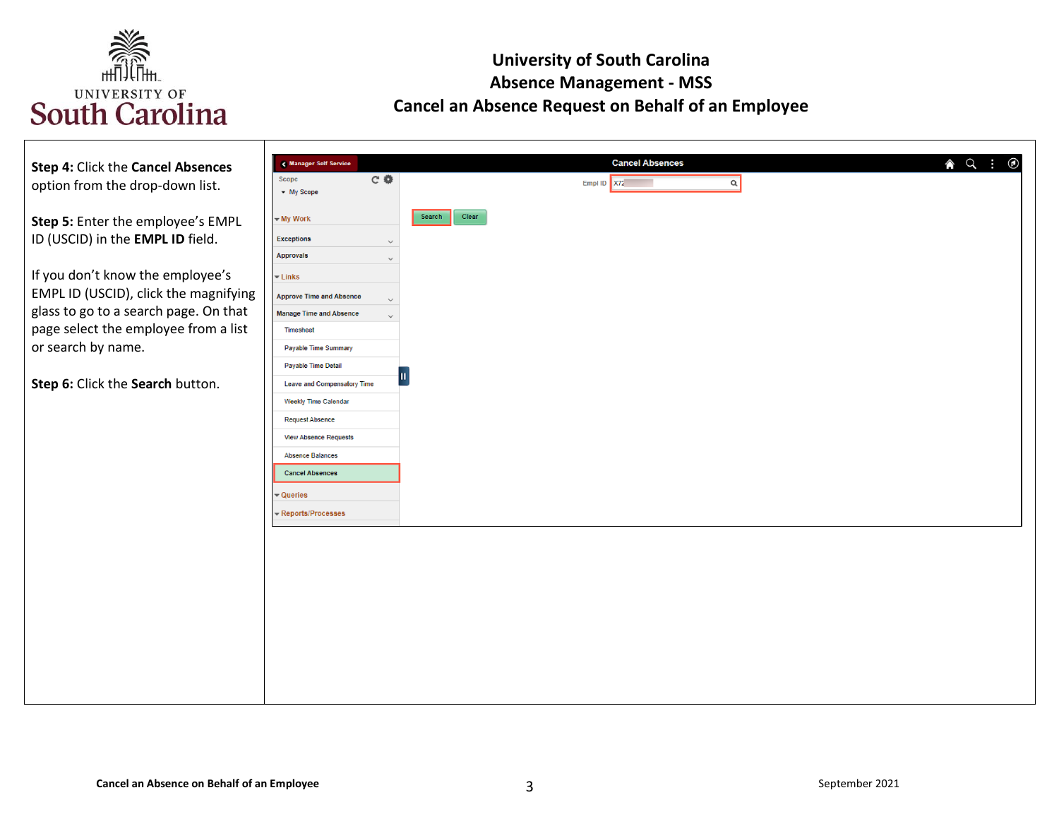**Step 4:** Click the **Cancel Absences** option from the drop-down list.

**Step 5:** Enter the employee's EMPL ID (USCID) in the **EMPL ID** field.

If you don't know the employee's EMPL ID (USCID), click the magnifying glass to go to a search page. On that page select the employee from a list or search by name.

**Step 6:** Click the **Search** button.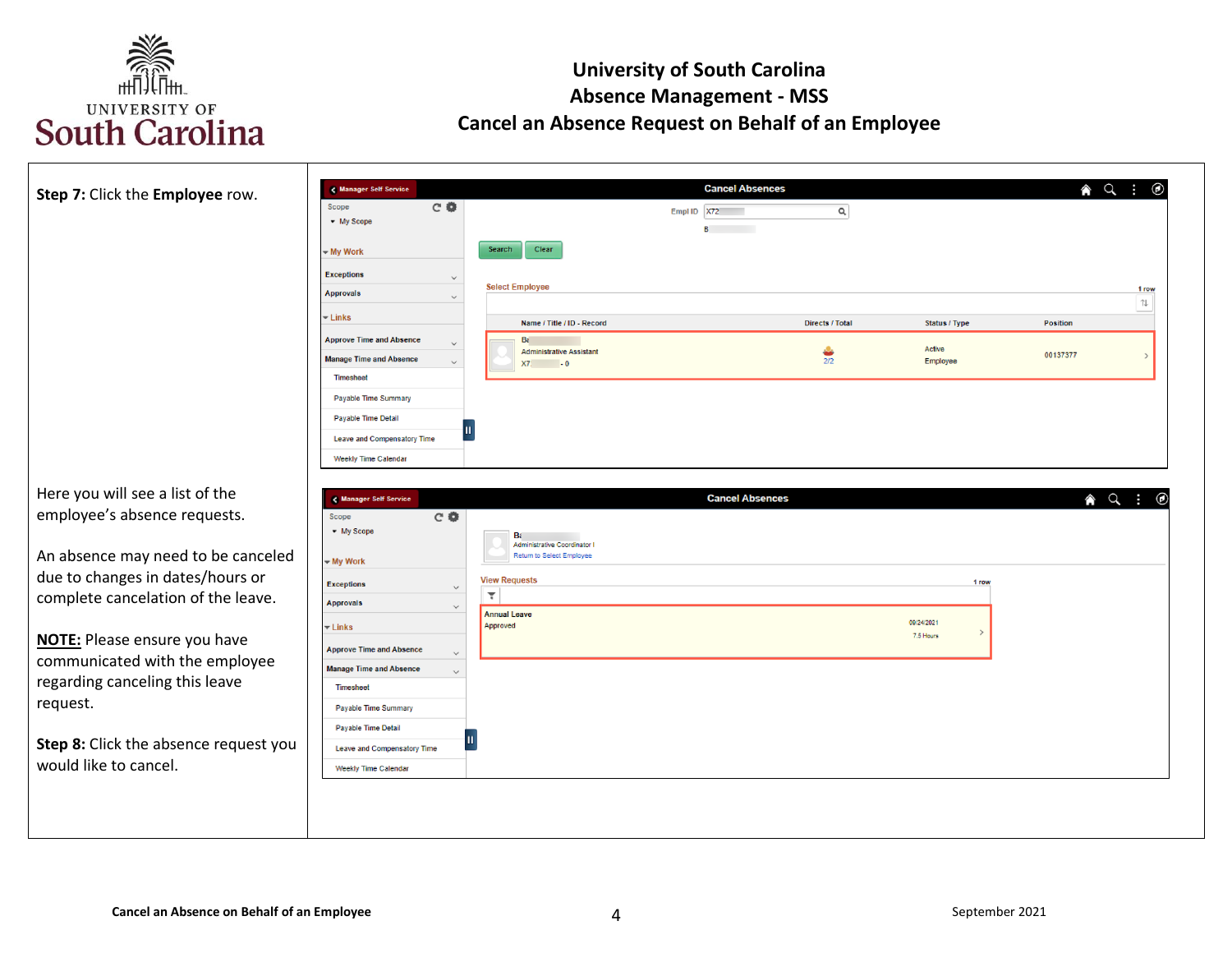**Step 7:** Click the **Employee** row.

Here you will see a list of the employee's absence requests.

An absence may need to be canceled due to changes in dates/hours or complete cancelation of the leave.

**NOTE:** Please ensure you have communicated with the employee regarding canceling this leave request.

**Step 8:** Click the absence request you would like to cancel.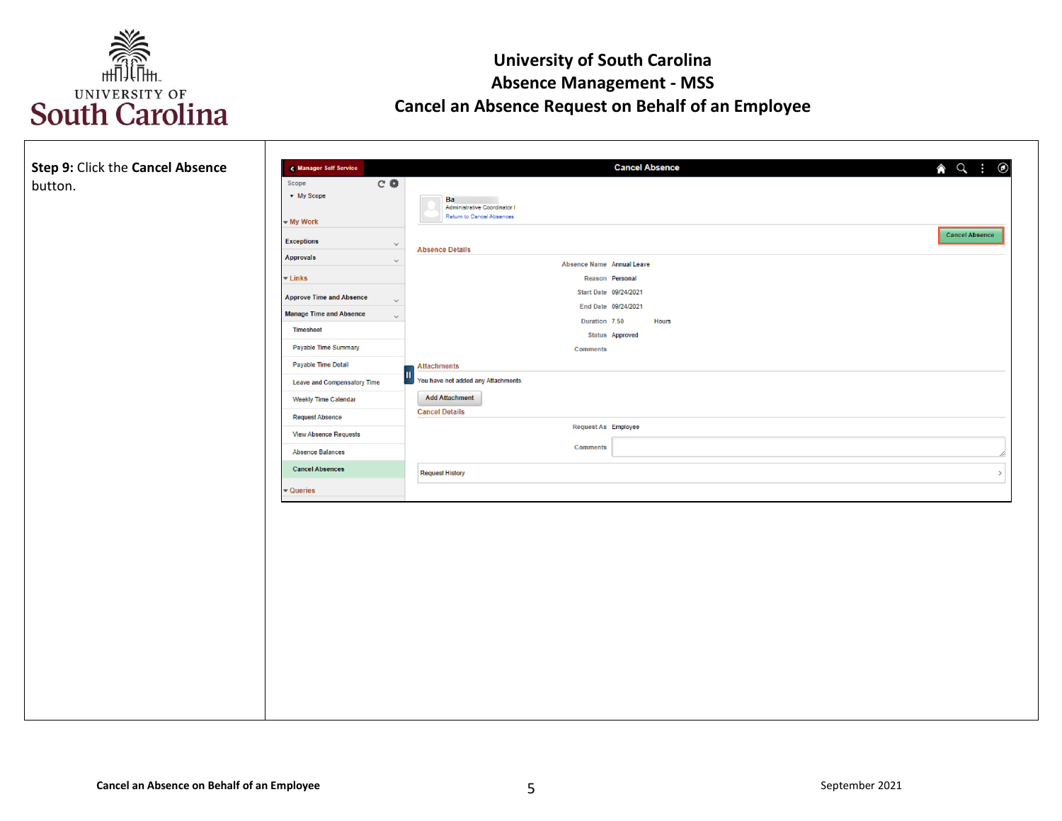# University of South Carolina
## Absence Management - MSS
## Cancel an Absence Request on Behalf of an Employee

**Step 9:** Click the **Cancel Absence** button.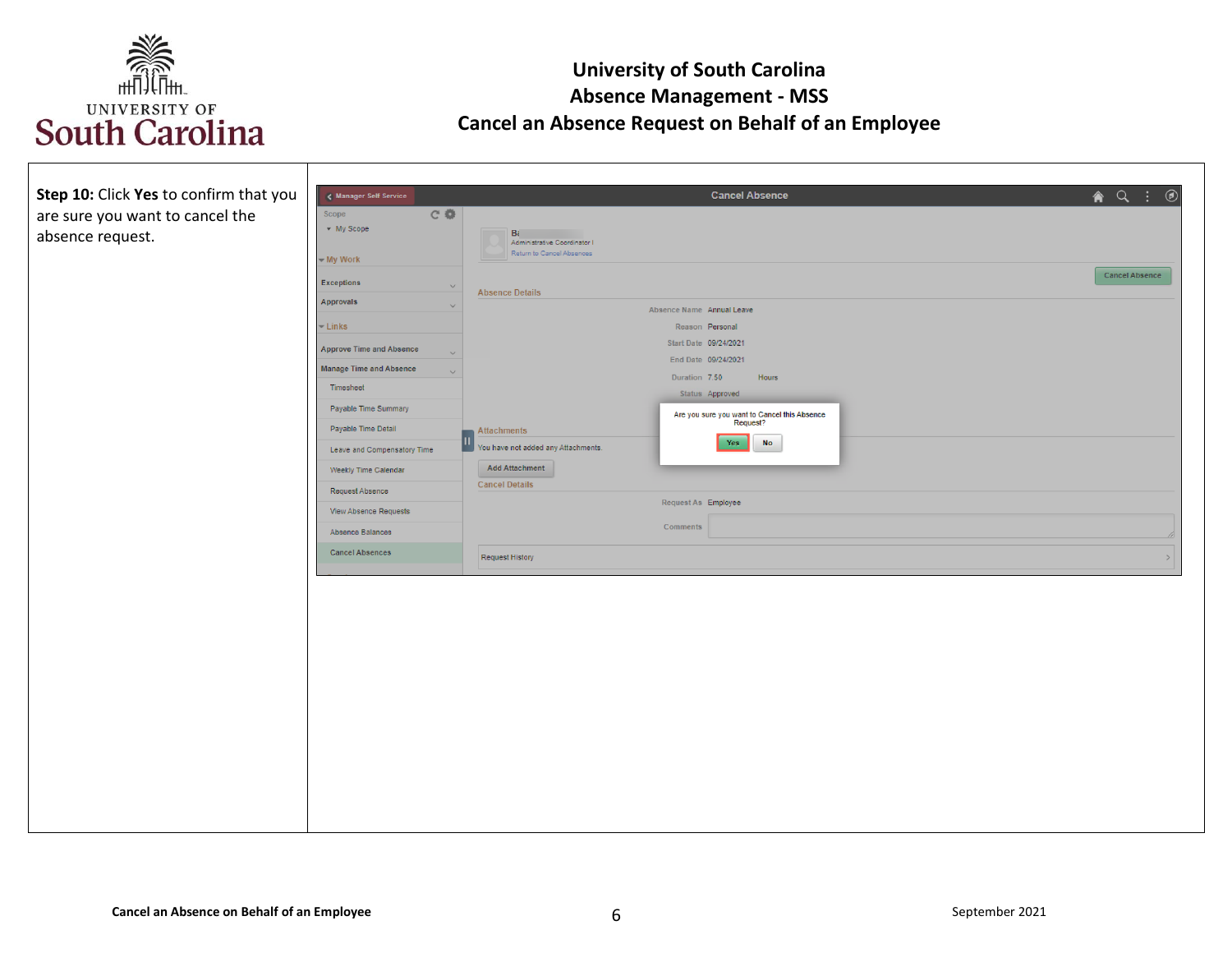# University of South Carolina
## Absence Management - MSS
## Cancel an Absence Request on Behalf of an Employee

| | |
|---|---|
| **Step 10:** Click **Yes** to confirm that you are sure you want to cancel the absence request. | |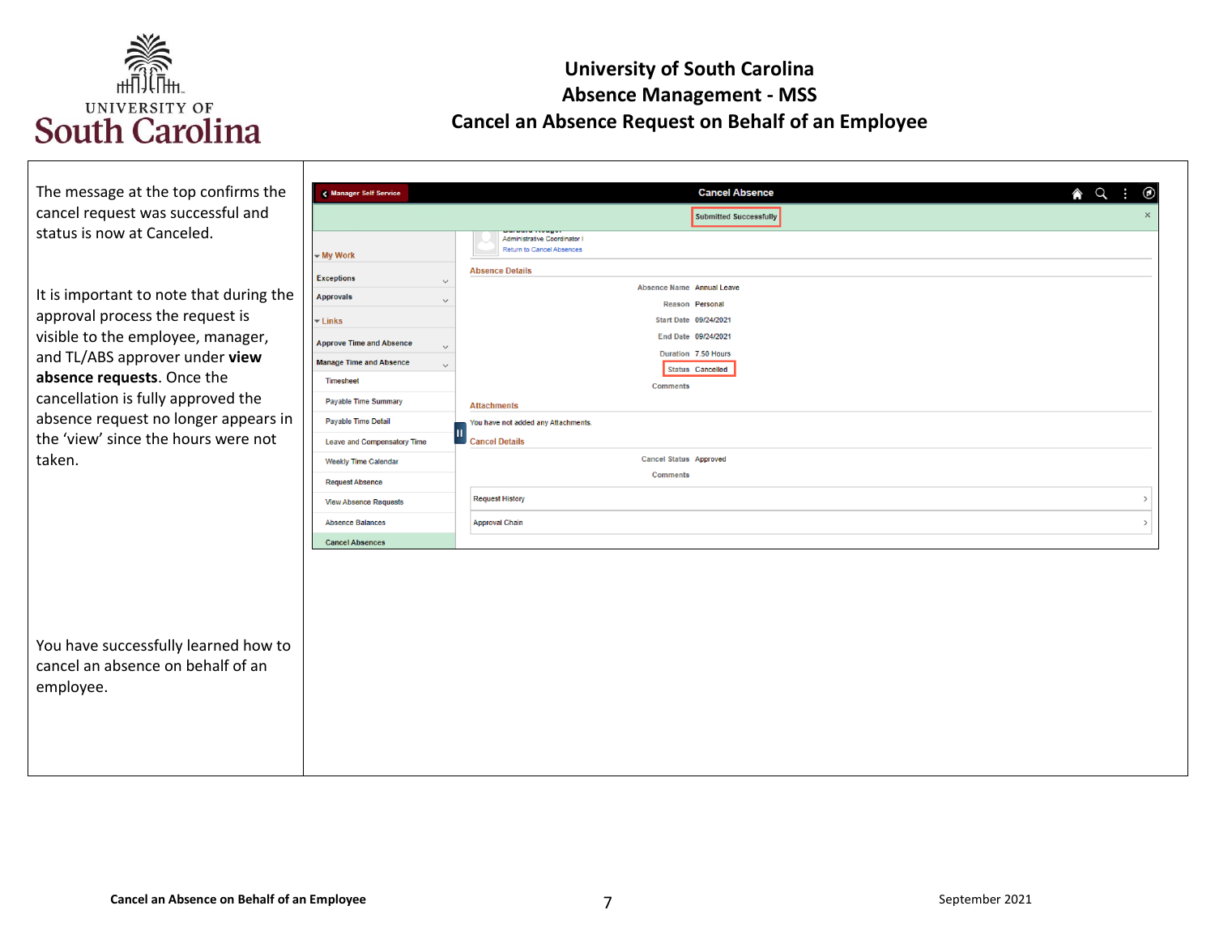# University of South Carolina
# Absence Management - MSS
# Cancel an Absence Request on Behalf of an Employee

The message at the top confirms the cancel request was successful and status is now at Canceled.

It is important to note that during the approval process the request is visible to the employee, manager, and TL/ABS approver under **view absence requests**. Once the cancellation is fully approved the absence request no longer appears in the 'view' since the hours were not taken.

You have successfully learned how to cancel an absence on behalf of an employee.